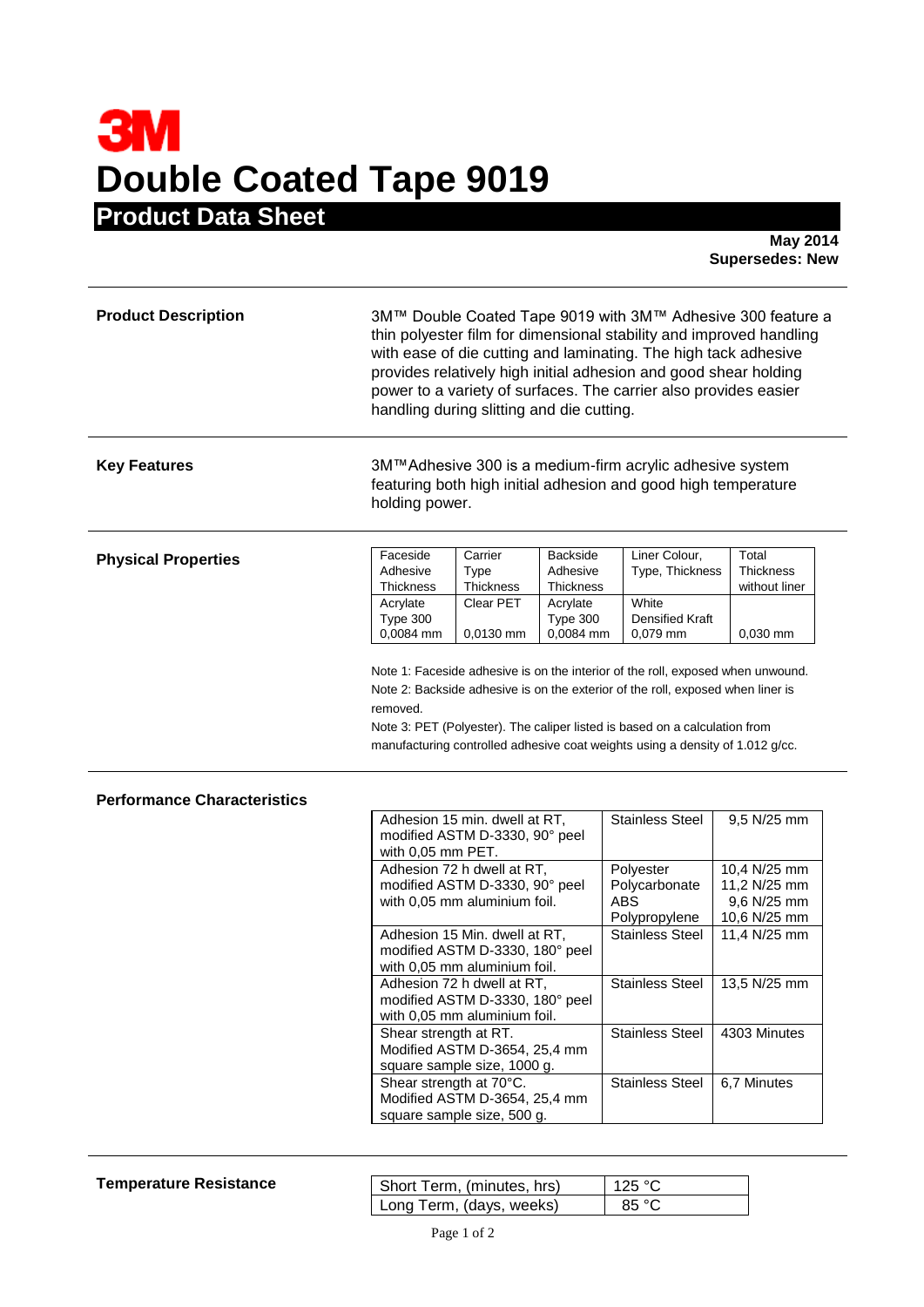# 3M

# Double Coated Tape 9019

## Product Data Sheet

**May 2014**
**Supersedes: New**

---

**Product Description**

3M™ Double Coated Tape 9019 with 3M™ Adhesive 300 feature a thin polyester film for dimensional stability and improved handling with ease of die cutting and laminating. The high tack adhesive provides relatively high initial adhesion and good shear holding power to a variety of surfaces. The carrier also provides easier handling during slitting and die cutting.

---

**Key Features**

3M™Adhesive 300 is a medium-firm acrylic adhesive system featuring both high initial adhesion and good high temperature holding power.

---

**Physical Properties**

| Faceside Adhesive Thickness | Carrier Type Thickness | Backside Adhesive Thickness | Liner Colour, Type, Thickness | Total Thickness without liner |
|---|---|---|---|---|
| Acrylate Type 300 0,0084 mm | Clear PET 0,0130 mm | Acrylate Type 300 0,0084 mm | White Densified Kraft 0,079 mm | 0,030 mm |

Note 1: Faceside adhesive is on the interior of the roll, exposed when unwound.
Note 2: Backside adhesive is on the exterior of the roll, exposed when liner is removed.
Note 3: PET (Polyester). The caliper listed is based on a calculation from manufacturing controlled adhesive coat weights using a density of 1.012 g/cc.

---

**Performance Characteristics**

| Test | Substrate | Value |
|---|---|---|
| Adhesion 15 min. dwell at RT, modified ASTM D-3330, 90° peel with 0,05 mm PET. | Stainless Steel | 9,5 N/25 mm |
| Adhesion 72 h dwell at RT, modified ASTM D-3330, 90° peel with 0,05 mm aluminium foil. | Polyester<br>Polycarbonate<br>ABS<br>Polypropylene | 10,4 N/25 mm<br>11,2 N/25 mm<br>9,6 N/25 mm<br>10,6 N/25 mm |
| Adhesion 15 Min. dwell at RT, modified ASTM D-3330, 180° peel with 0,05 mm aluminium foil. | Stainless Steel | 11,4 N/25 mm |
| Adhesion 72 h dwell at RT, modified ASTM D-3330, 180° peel with 0,05 mm aluminium foil. | Stainless Steel | 13,5 N/25 mm |
| Shear strength at RT. Modified ASTM D-3654, 25,4 mm square sample size, 1000 g. | Stainless Steel | 4303 Minutes |
| Shear strength at 70°C. Modified ASTM D-3654, 25,4 mm square sample size, 500 g. | Stainless Steel | 6,7 Minutes |

---

**Temperature Resistance**

| Term | Temperature |
|---|---|
| Short Term, (minutes, hrs) | 125 °C |
| Long Term, (days, weeks) | 85 °C |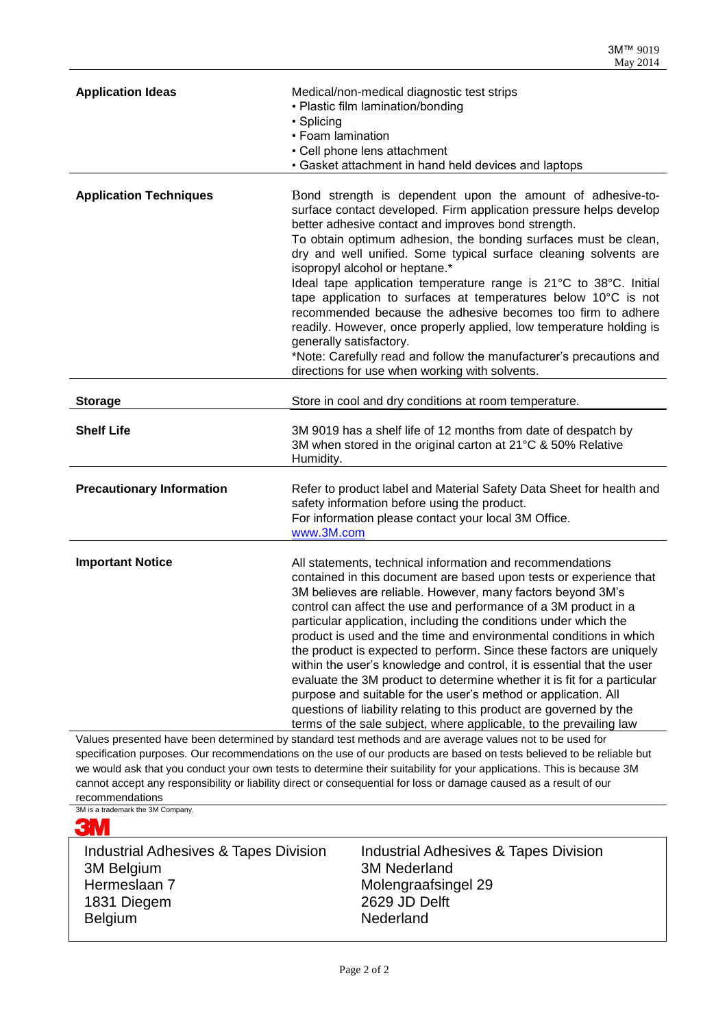| | |
|---|---|
| **Application Ideas** | Medical/non-medical diagnostic test strips<br>• Plastic film lamination/bonding<br>• Splicing<br>• Foam lamination<br>• Cell phone lens attachment<br>• Gasket attachment in hand held devices and laptops |
| **Application Techniques** | Bond strength is dependent upon the amount of adhesive-to-surface contact developed. Firm application pressure helps develop better adhesive contact and improves bond strength.<br>To obtain optimum adhesion, the bonding surfaces must be clean, dry and well unified. Some typical surface cleaning solvents are isopropyl alcohol or heptane.*<br>Ideal tape application temperature range is 21°C to 38°C. Initial tape application to surfaces at temperatures below 10°C is not recommended because the adhesive becomes too firm to adhere readily. However, once properly applied, low temperature holding is generally satisfactory.<br>*Note: Carefully read and follow the manufacturer's precautions and directions for use when working with solvents. |
| **Storage** | Store in cool and dry conditions at room temperature. |
| **Shelf Life** | 3M 9019 has a shelf life of 12 months from date of despatch by 3M when stored in the original carton at 21°C & 50% Relative Humidity. |
| **Precautionary Information** | Refer to product label and Material Safety Data Sheet for health and safety information before using the product.<br>For information please contact your local 3M Office.<br>www.3M.com |
| **Important Notice** | All statements, technical information and recommendations contained in this document are based upon tests or experience that 3M believes are reliable. However, many factors beyond 3M's control can affect the use and performance of a 3M product in a particular application, including the conditions under which the product is used and the time and environmental conditions in which the product is expected to perform. Since these factors are uniquely within the user's knowledge and control, it is essential that the user evaluate the 3M product to determine whether it is fit for a particular purpose and suitable for the user's method or application. All questions of liability relating to this product are governed by the terms of the sale subject, where applicable, to the prevailing law |

Values presented have been determined by standard test methods and are average values not to be used for specification purposes. Our recommendations on the use of our products are based on tests believed to be reliable but we would ask that you conduct your own tests to determine their suitability for your applications. This is because 3M cannot accept any responsibility or liability direct or consequential for loss or damage caused as a result of our recommendations

3M is a trademark the 3M Company.

**3M**

Industrial Adhesives & Tapes Division
3M Belgium
Hermeslaan 7
1831 Diegem
Belgium

Industrial Adhesives & Tapes Division
3M Nederland
Molengraafsingel 29
2629 JD Delft
Nederland